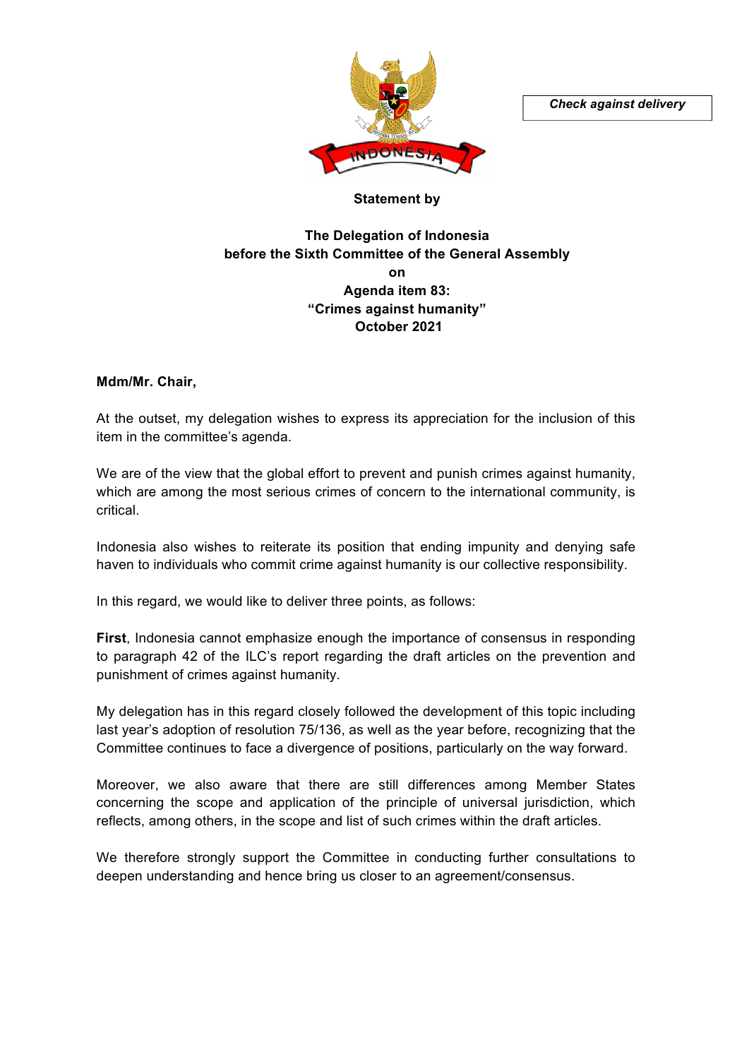*Check against delivery*

**Statement by**

**The Delegation of Indonesia**
**before the Sixth Committee of the General Assembly**
**on**
**Agenda item 83:**
**"Crimes against humanity"**
**October 2021**

**Mdm/Mr. Chair,**

At the outset, my delegation wishes to express its appreciation for the inclusion of this item in the committee's agenda.

We are of the view that the global effort to prevent and punish crimes against humanity, which are among the most serious crimes of concern to the international community, is critical.

Indonesia also wishes to reiterate its position that ending impunity and denying safe haven to individuals who commit crime against humanity is our collective responsibility.

In this regard, we would like to deliver three points, as follows:

**First**, Indonesia cannot emphasize enough the importance of consensus in responding to paragraph 42 of the ILC's report regarding the draft articles on the prevention and punishment of crimes against humanity.

My delegation has in this regard closely followed the development of this topic including last year's adoption of resolution 75/136, as well as the year before, recognizing that the Committee continues to face a divergence of positions, particularly on the way forward.

Moreover, we also aware that there are still differences among Member States concerning the scope and application of the principle of universal jurisdiction, which reflects, among others, in the scope and list of such crimes within the draft articles.

We therefore strongly support the Committee in conducting further consultations to deepen understanding and hence bring us closer to an agreement/consensus.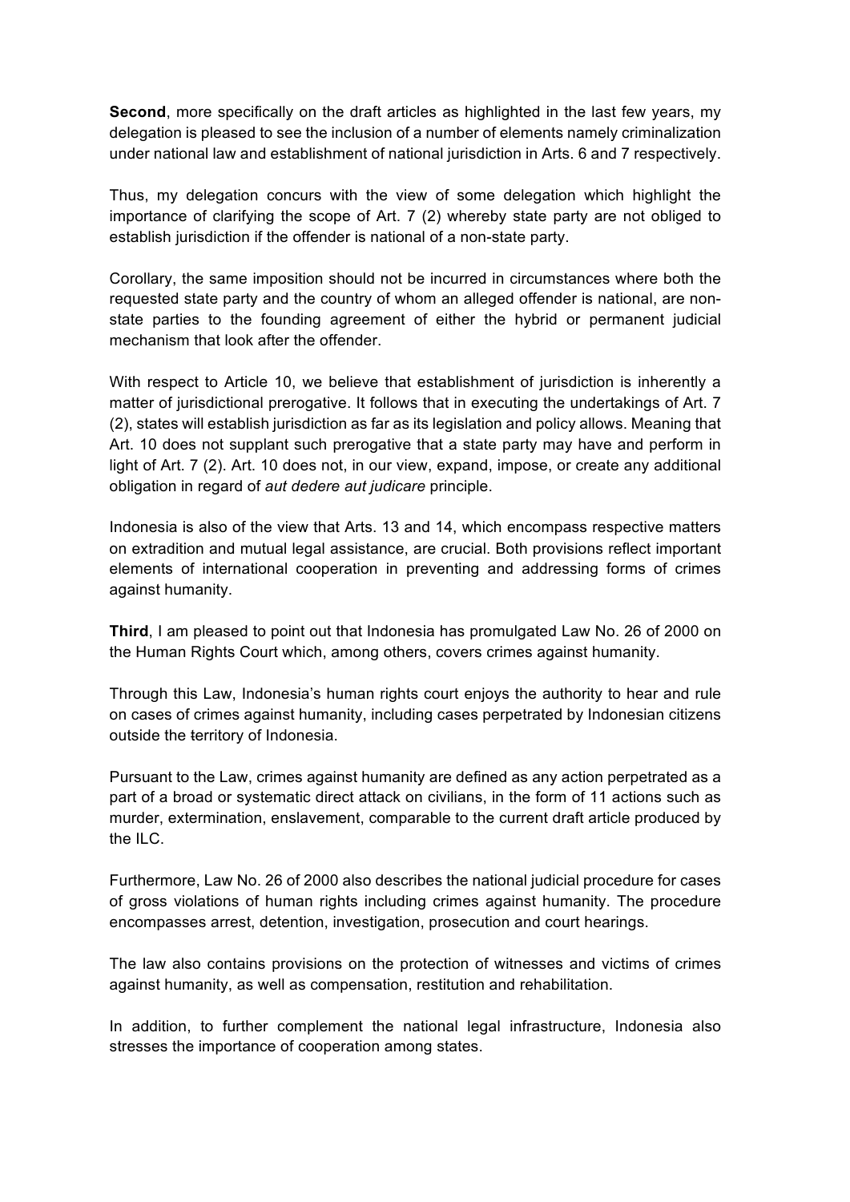**Second**, more specifically on the draft articles as highlighted in the last few years, my delegation is pleased to see the inclusion of a number of elements namely criminalization under national law and establishment of national jurisdiction in Arts. 6 and 7 respectively.

Thus, my delegation concurs with the view of some delegation which highlight the importance of clarifying the scope of Art. 7 (2) whereby state party are not obliged to establish jurisdiction if the offender is national of a non-state party.

Corollary, the same imposition should not be incurred in circumstances where both the requested state party and the country of whom an alleged offender is national, are non-state parties to the founding agreement of either the hybrid or permanent judicial mechanism that look after the offender.

With respect to Article 10, we believe that establishment of jurisdiction is inherently a matter of jurisdictional prerogative. It follows that in executing the undertakings of Art. 7 (2), states will establish jurisdiction as far as its legislation and policy allows. Meaning that Art. 10 does not supplant such prerogative that a state party may have and perform in light of Art. 7 (2). Art. 10 does not, in our view, expand, impose, or create any additional obligation in regard of *aut dedere aut judicare* principle.

Indonesia is also of the view that Arts. 13 and 14, which encompass respective matters on extradition and mutual legal assistance, are crucial. Both provisions reflect important elements of international cooperation in preventing and addressing forms of crimes against humanity.

**Third**, I am pleased to point out that Indonesia has promulgated Law No. 26 of 2000 on the Human Rights Court which, among others, covers crimes against humanity.

Through this Law, Indonesia's human rights court enjoys the authority to hear and rule on cases of crimes against humanity, including cases perpetrated by Indonesian citizens outside the territory of Indonesia.

Pursuant to the Law, crimes against humanity are defined as any action perpetrated as a part of a broad or systematic direct attack on civilians, in the form of 11 actions such as murder, extermination, enslavement, comparable to the current draft article produced by the ILC.

Furthermore, Law No. 26 of 2000 also describes the national judicial procedure for cases of gross violations of human rights including crimes against humanity. The procedure encompasses arrest, detention, investigation, prosecution and court hearings.

The law also contains provisions on the protection of witnesses and victims of crimes against humanity, as well as compensation, restitution and rehabilitation.

In addition, to further complement the national legal infrastructure, Indonesia also stresses the importance of cooperation among states.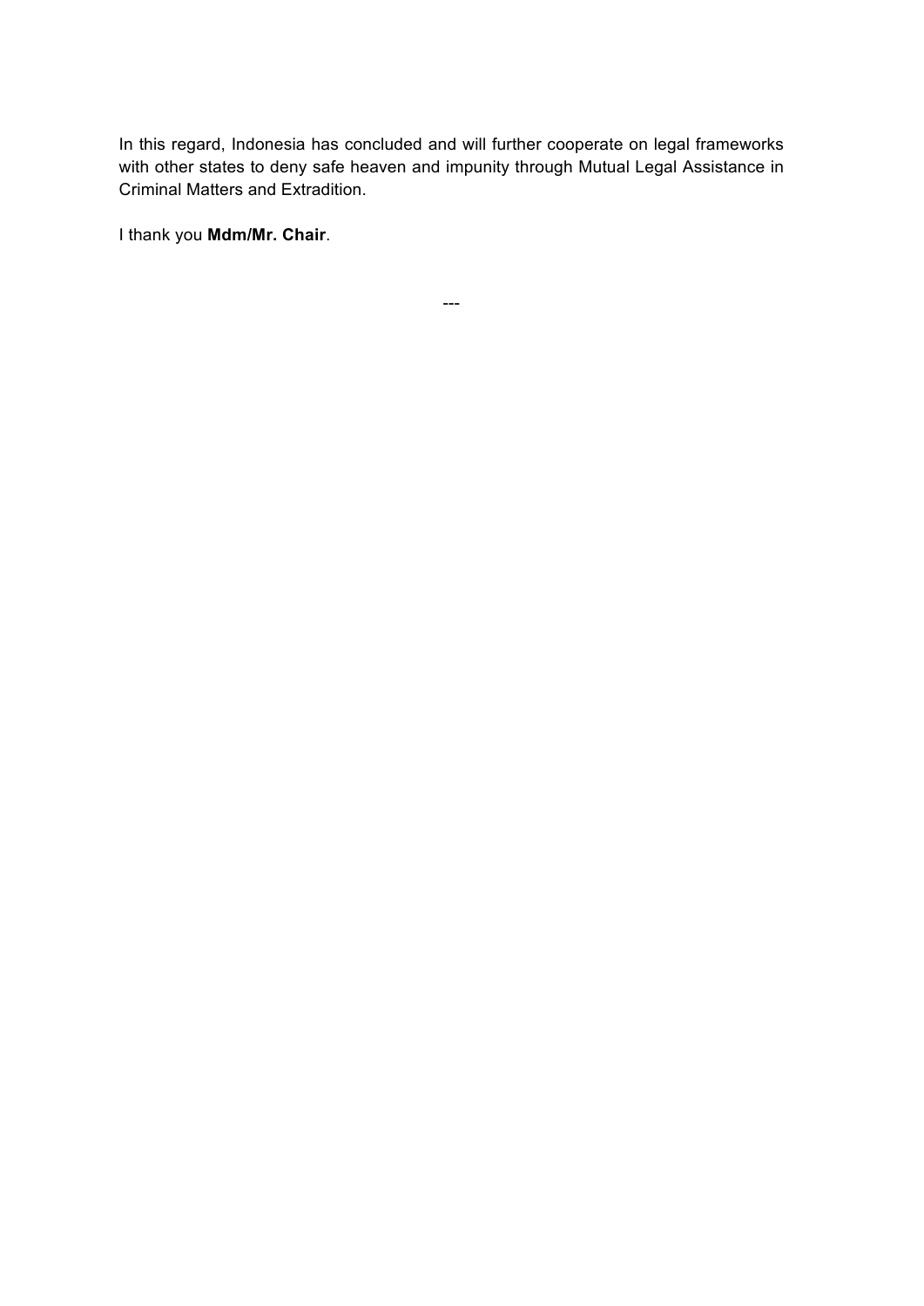In this regard, Indonesia has concluded and will further cooperate on legal frameworks with other states to deny safe heaven and impunity through Mutual Legal Assistance in Criminal Matters and Extradition.

I thank you **Mdm/Mr. Chair**.

---